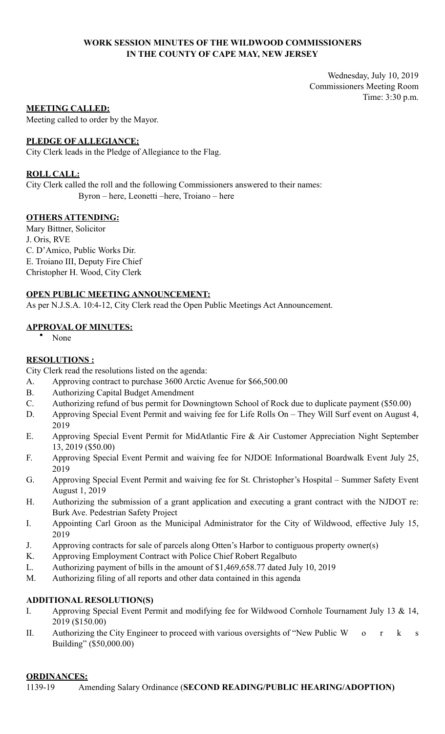**WORK SESSION MINUTES OF THE WILDWOOD COMMISSIONERS IN THE COUNTY OF CAPE MAY, NEW JERSEY**

Wednesday, July 10, 2019
Commissioners Meeting Room
Time: 3:30 p.m.

**MEETING CALLED:**

Meeting called to order by the Mayor.

**PLEDGE OF ALLEGIANCE:**

City Clerk leads in the Pledge of Allegiance to the Flag.

**ROLL CALL:**

City Clerk called the roll and the following Commissioners answered to their names:
Byron – here, Leonetti –here, Troiano – here

**OTHERS ATTENDING:**

Mary Bittner, Solicitor
J. Oris, RVE
C. D'Amico, Public Works Dir.
E. Troiano III, Deputy Fire Chief
Christopher H. Wood, City Clerk

**OPEN PUBLIC MEETING ANNOUNCEMENT:**

As per N.J.S.A. 10:4-12, City Clerk read the Open Public Meetings Act Announcement.

**APPROVAL OF MINUTES:**

- None

**RESOLUTIONS :**

City Clerk read the resolutions listed on the agenda:

A. Approving contract to purchase 3600 Arctic Avenue for $66,500.00
B. Authorizing Capital Budget Amendment
C. Authorizing refund of bus permit for Downingtown School of Rock due to duplicate payment ($50.00)
D. Approving Special Event Permit and waiving fee for Life Rolls On – They Will Surf event on August 4, 2019
E. Approving Special Event Permit for MidAtlantic Fire & Air Customer Appreciation Night September 13, 2019 ($50.00)
F. Approving Special Event Permit and waiving fee for NJDOE Informational Boardwalk Event July 25, 2019
G. Approving Special Event Permit and waiving fee for St. Christopher's Hospital – Summer Safety Event August 1, 2019
H. Authorizing the submission of a grant application and executing a grant contract with the NJDOT re: Burk Ave. Pedestrian Safety Project
I. Appointing Carl Groon as the Municipal Administrator for the City of Wildwood, effective July 15, 2019
J. Approving contracts for sale of parcels along Otten's Harbor to contiguous property owner(s)
K. Approving Employment Contract with Police Chief Robert Regalbuto
L. Authorizing payment of bills in the amount of $1,469,658.77 dated July 10, 2019
M. Authorizing filing of all reports and other data contained in this agenda

**ADDITIONAL RESOLUTION(S)**

I. Approving Special Event Permit and modifying fee for Wildwood Cornhole Tournament July 13 & 14, 2019 ($150.00)
II. Authorizing the City Engineer to proceed with various oversights of "New Public Works Building" ($50,000.00)

**ORDINANCES:**

1139-19 Amending Salary Ordinance (**SECOND READING/PUBLIC HEARING/ADOPTION)**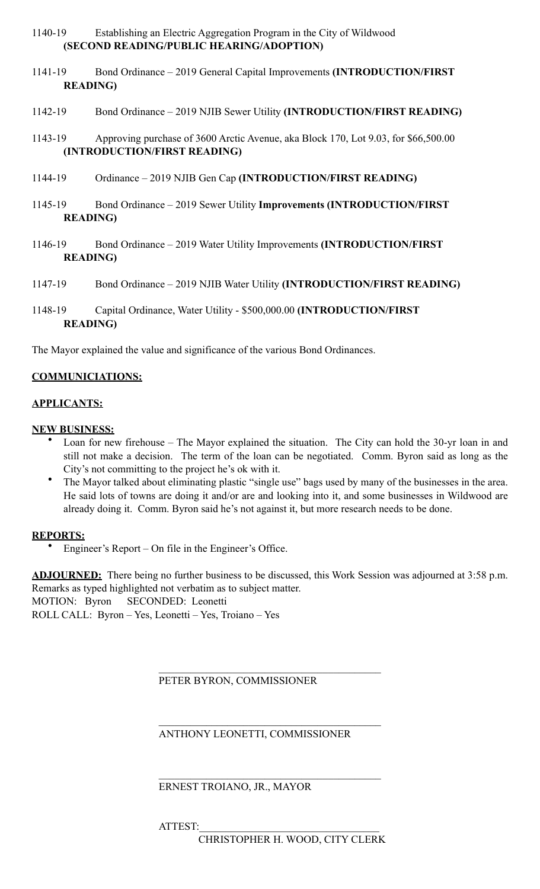1140-19 Establishing an Electric Aggregation Program in the City of Wildwood **(SECOND READING/PUBLIC HEARING/ADOPTION)**

1141-19 Bond Ordinance – 2019 General Capital Improvements **(INTRODUCTION/FIRST READING)**

1142-19 Bond Ordinance – 2019 NJIB Sewer Utility **(INTRODUCTION/FIRST READING)**

1143-19 Approving purchase of 3600 Arctic Avenue, aka Block 170, Lot 9.03, for $66,500.00 **(INTRODUCTION/FIRST READING)**

1144-19 Ordinance – 2019 NJIB Gen Cap **(INTRODUCTION/FIRST READING)**

1145-19 Bond Ordinance – 2019 Sewer Utility **Improvements (INTRODUCTION/FIRST READING)**

1146-19 Bond Ordinance – 2019 Water Utility Improvements **(INTRODUCTION/FIRST READING)**

1147-19 Bond Ordinance – 2019 NJIB Water Utility **(INTRODUCTION/FIRST READING)**

1148-19 Capital Ordinance, Water Utility - $500,000.00 **(INTRODUCTION/FIRST READING)**

The Mayor explained the value and significance of the various Bond Ordinances.

**COMMUNICIATIONS:**

**APPLICANTS:**

**NEW BUSINESS:**

- Loan for new firehouse – The Mayor explained the situation. The City can hold the 30-yr loan in and still not make a decision. The term of the loan can be negotiated. Comm. Byron said as long as the City's not committing to the project he's ok with it.
- The Mayor talked about eliminating plastic "single use" bags used by many of the businesses in the area. He said lots of towns are doing it and/or are and looking into it, and some businesses in Wildwood are already doing it. Comm. Byron said he's not against it, but more research needs to be done.

**REPORTS:**

- Engineer's Report – On file in the Engineer's Office.

**ADJOURNED:** There being no further business to be discussed, this Work Session was adjourned at 3:58 p.m. Remarks as typed highlighted not verbatim as to subject matter.
MOTION: Byron SECONDED: Leonetti
ROLL CALL: Byron – Yes, Leonetti – Yes, Troiano – Yes

\_\_\_\_\_\_\_\_\_\_\_\_\_\_\_\_\_\_\_\_\_\_\_\_\_\_\_\_\_\_\_\_\_\_\_\_\_\_\_\_
PETER BYRON, COMMISSIONER

\_\_\_\_\_\_\_\_\_\_\_\_\_\_\_\_\_\_\_\_\_\_\_\_\_\_\_\_\_\_\_\_\_\_\_\_\_\_\_\_
ANTHONY LEONETTI, COMMISSIONER

\_\_\_\_\_\_\_\_\_\_\_\_\_\_\_\_\_\_\_\_\_\_\_\_\_\_\_\_\_\_\_\_\_\_\_\_\_\_\_\_
ERNEST TROIANO, JR., MAYOR

ATTEST:\_\_\_\_\_\_\_\_\_\_\_\_\_\_\_\_\_\_\_\_\_\_\_\_\_\_\_\_\_\_\_\_\_\_
CHRISTOPHER H. WOOD, CITY CLERK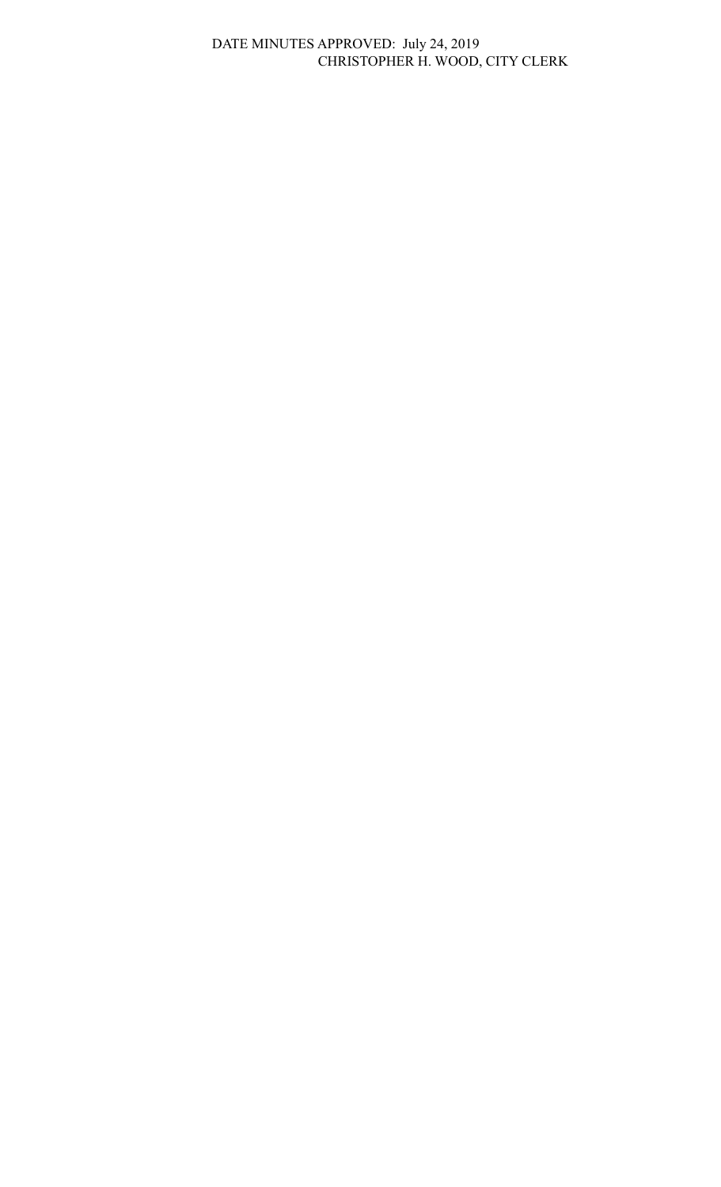DATE MINUTES APPROVED: July 24, 2019

CHRISTOPHER H. WOOD, CITY CLERK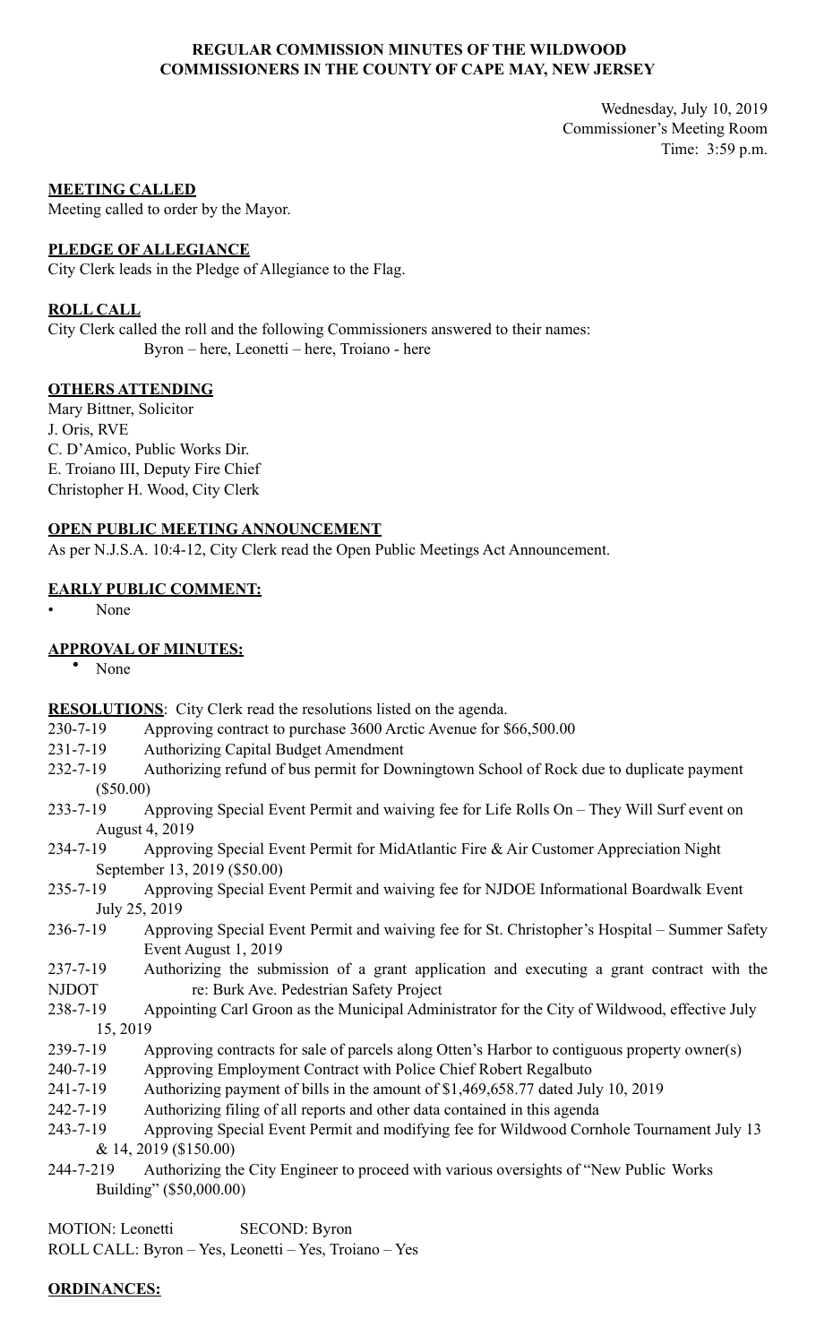**REGULAR COMMISSION MINUTES OF THE WILDWOOD COMMISSIONERS IN THE COUNTY OF CAPE MAY, NEW JERSEY**

Wednesday, July 10, 2019
Commissioner's Meeting Room
Time: 3:59 p.m.

**MEETING CALLED**

Meeting called to order by the Mayor.

**PLEDGE OF ALLEGIANCE**

City Clerk leads in the Pledge of Allegiance to the Flag.

**ROLL CALL**

City Clerk called the roll and the following Commissioners answered to their names:
Byron – here, Leonetti – here, Troiano - here

**OTHERS ATTENDING**

Mary Bittner, Solicitor
J. Oris, RVE
C. D'Amico, Public Works Dir.
E. Troiano III, Deputy Fire Chief
Christopher H. Wood, City Clerk

**OPEN PUBLIC MEETING ANNOUNCEMENT**

As per N.J.S.A. 10:4-12, City Clerk read the Open Public Meetings Act Announcement.

**EARLY PUBLIC COMMENT:**

- None

**APPROVAL OF MINUTES:**

- None

**RESOLUTIONS**: City Clerk read the resolutions listed on the agenda.

230-7-19 Approving contract to purchase 3600 Arctic Avenue for $66,500.00
231-7-19 Authorizing Capital Budget Amendment
232-7-19 Authorizing refund of bus permit for Downingtown School of Rock due to duplicate payment ($50.00)
233-7-19 Approving Special Event Permit and waiving fee for Life Rolls On – They Will Surf event on August 4, 2019
234-7-19 Approving Special Event Permit for MidAtlantic Fire & Air Customer Appreciation Night September 13, 2019 ($50.00)
235-7-19 Approving Special Event Permit and waiving fee for NJDOE Informational Boardwalk Event July 25, 2019
236-7-19 Approving Special Event Permit and waiving fee for St. Christopher's Hospital – Summer Safety Event August 1, 2019
237-7-19 Authorizing the submission of a grant application and executing a grant contract with the NJDOT re: Burk Ave. Pedestrian Safety Project
238-7-19 Appointing Carl Groon as the Municipal Administrator for the City of Wildwood, effective July 15, 2019
239-7-19 Approving contracts for sale of parcels along Otten's Harbor to contiguous property owner(s)
240-7-19 Approving Employment Contract with Police Chief Robert Regalbuto
241-7-19 Authorizing payment of bills in the amount of $1,469,658.77 dated July 10, 2019
242-7-19 Authorizing filing of all reports and other data contained in this agenda
243-7-19 Approving Special Event Permit and modifying fee for Wildwood Cornhole Tournament July 13 & 14, 2019 ($150.00)
244-7-219 Authorizing the City Engineer to proceed with various oversights of "New Public Works Building" ($50,000.00)

MOTION: Leonetti SECOND: Byron
ROLL CALL: Byron – Yes, Leonetti – Yes, Troiano – Yes

**ORDINANCES:**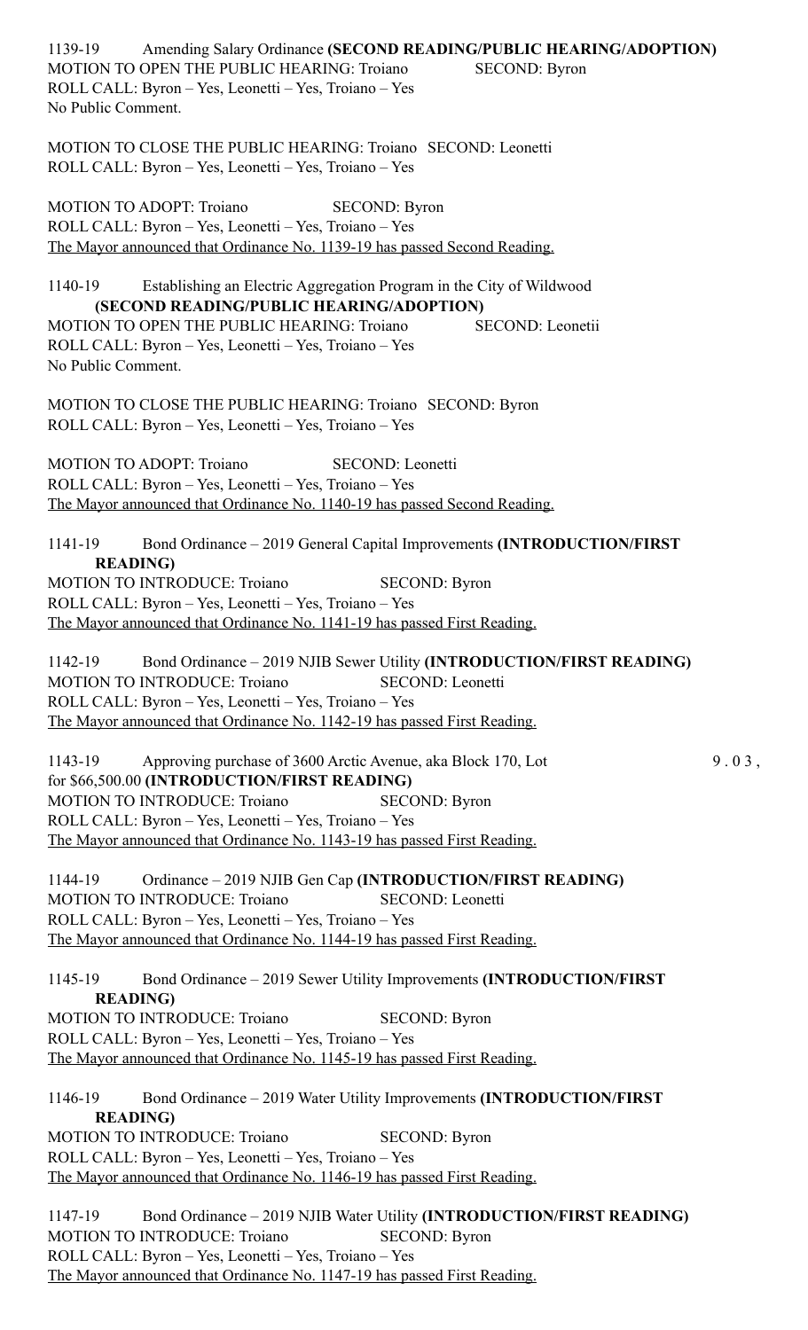1139-19 Amending Salary Ordinance **(SECOND READING/PUBLIC HEARING/ADOPTION)**
MOTION TO OPEN THE PUBLIC HEARING: Troiano SECOND: Byron
ROLL CALL: Byron – Yes, Leonetti – Yes, Troiano – Yes
No Public Comment.

MOTION TO CLOSE THE PUBLIC HEARING: Troiano SECOND: Leonetti
ROLL CALL: Byron – Yes, Leonetti – Yes, Troiano – Yes

MOTION TO ADOPT: Troiano SECOND: Byron
ROLL CALL: Byron – Yes, Leonetti – Yes, Troiano – Yes
The Mayor announced that Ordinance No. 1139-19 has passed Second Reading.

1140-19 Establishing an Electric Aggregation Program in the City of Wildwood **(SECOND READING/PUBLIC HEARING/ADOPTION)**
MOTION TO OPEN THE PUBLIC HEARING: Troiano SECOND: Leonetii
ROLL CALL: Byron – Yes, Leonetti – Yes, Troiano – Yes
No Public Comment.

MOTION TO CLOSE THE PUBLIC HEARING: Troiano SECOND: Byron
ROLL CALL: Byron – Yes, Leonetti – Yes, Troiano – Yes

MOTION TO ADOPT: Troiano SECOND: Leonetti
ROLL CALL: Byron – Yes, Leonetti – Yes, Troiano – Yes
The Mayor announced that Ordinance No. 1140-19 has passed Second Reading.

1141-19 Bond Ordinance – 2019 General Capital Improvements **(INTRODUCTION/FIRST READING)**
MOTION TO INTRODUCE: Troiano SECOND: Byron
ROLL CALL: Byron – Yes, Leonetti – Yes, Troiano – Yes
The Mayor announced that Ordinance No. 1141-19 has passed First Reading.

1142-19 Bond Ordinance – 2019 NJIB Sewer Utility **(INTRODUCTION/FIRST READING)**
MOTION TO INTRODUCE: Troiano SECOND: Leonetti
ROLL CALL: Byron – Yes, Leonetti – Yes, Troiano – Yes
The Mayor announced that Ordinance No. 1142-19 has passed First Reading.

1143-19 Approving purchase of 3600 Arctic Avenue, aka Block 170, Lot 9.03, for $66,500.00 **(INTRODUCTION/FIRST READING)**
MOTION TO INTRODUCE: Troiano SECOND: Byron
ROLL CALL: Byron – Yes, Leonetti – Yes, Troiano – Yes
The Mayor announced that Ordinance No. 1143-19 has passed First Reading.

1144-19 Ordinance – 2019 NJIB Gen Cap **(INTRODUCTION/FIRST READING)**
MOTION TO INTRODUCE: Troiano SECOND: Leonetti
ROLL CALL: Byron – Yes, Leonetti – Yes, Troiano – Yes
The Mayor announced that Ordinance No. 1144-19 has passed First Reading.

1145-19 Bond Ordinance – 2019 Sewer Utility Improvements **(INTRODUCTION/FIRST READING)**
MOTION TO INTRODUCE: Troiano SECOND: Byron
ROLL CALL: Byron – Yes, Leonetti – Yes, Troiano – Yes
The Mayor announced that Ordinance No. 1145-19 has passed First Reading.

1146-19 Bond Ordinance – 2019 Water Utility Improvements **(INTRODUCTION/FIRST READING)**
MOTION TO INTRODUCE: Troiano SECOND: Byron
ROLL CALL: Byron – Yes, Leonetti – Yes, Troiano – Yes
The Mayor announced that Ordinance No. 1146-19 has passed First Reading.

1147-19 Bond Ordinance – 2019 NJIB Water Utility **(INTRODUCTION/FIRST READING)**
MOTION TO INTRODUCE: Troiano SECOND: Byron
ROLL CALL: Byron – Yes, Leonetti – Yes, Troiano – Yes
The Mayor announced that Ordinance No. 1147-19 has passed First Reading.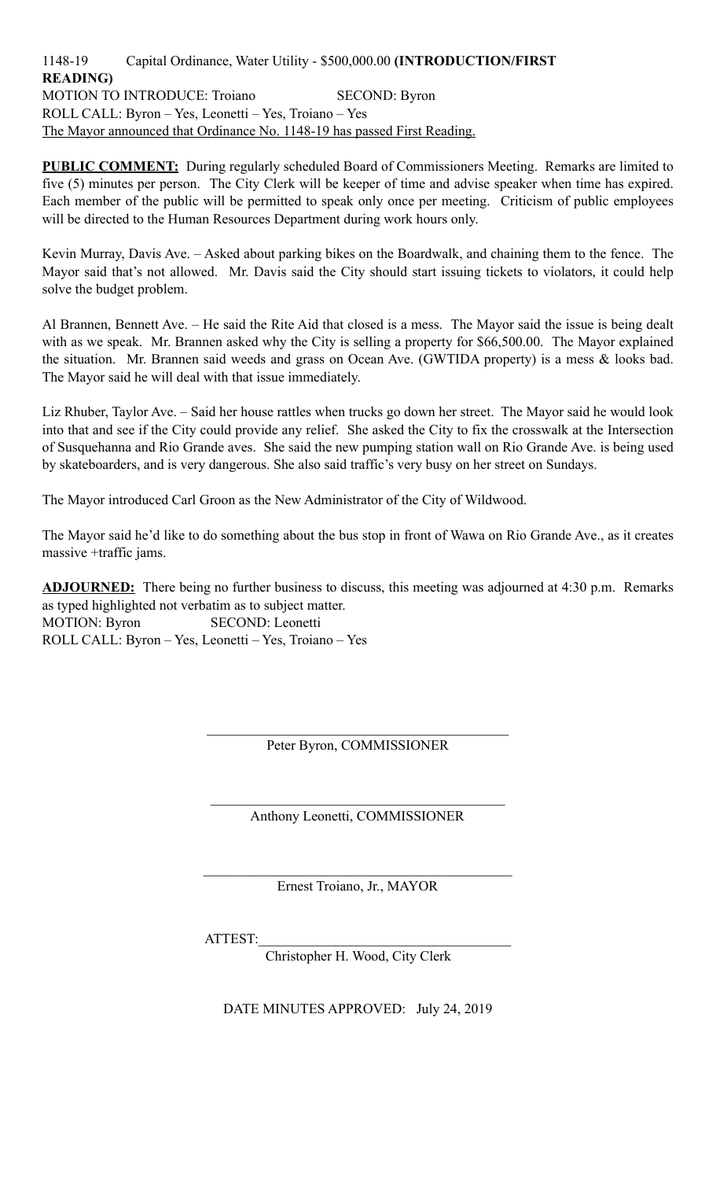1148-19 Capital Ordinance, Water Utility - $500,000.00 **(INTRODUCTION/FIRST READING)**

MOTION TO INTRODUCE: Troiano SECOND: Byron

ROLL CALL: Byron – Yes, Leonetti – Yes, Troiano – Yes

The Mayor announced that Ordinance No. 1148-19 has passed First Reading.

**PUBLIC COMMENT:** During regularly scheduled Board of Commissioners Meeting. Remarks are limited to five (5) minutes per person. The City Clerk will be keeper of time and advise speaker when time has expired. Each member of the public will be permitted to speak only once per meeting. Criticism of public employees will be directed to the Human Resources Department during work hours only.

Kevin Murray, Davis Ave. – Asked about parking bikes on the Boardwalk, and chaining them to the fence. The Mayor said that's not allowed. Mr. Davis said the City should start issuing tickets to violators, it could help solve the budget problem.

Al Brannen, Bennett Ave. – He said the Rite Aid that closed is a mess. The Mayor said the issue is being dealt with as we speak. Mr. Brannen asked why the City is selling a property for $66,500.00. The Mayor explained the situation. Mr. Brannen said weeds and grass on Ocean Ave. (GWTIDA property) is a mess & looks bad. The Mayor said he will deal with that issue immediately.

Liz Rhuber, Taylor Ave. – Said her house rattles when trucks go down her street. The Mayor said he would look into that and see if the City could provide any relief. She asked the City to fix the crosswalk at the Intersection of Susquehanna and Rio Grande aves. She said the new pumping station wall on Rio Grande Ave. is being used by skateboarders, and is very dangerous. She also said traffic's very busy on her street on Sundays.

The Mayor introduced Carl Groon as the New Administrator of the City of Wildwood.

The Mayor said he'd like to do something about the bus stop in front of Wawa on Rio Grande Ave., as it creates massive +traffic jams.

**ADJOURNED:** There being no further business to discuss, this meeting was adjourned at 4:30 p.m. Remarks as typed highlighted not verbatim as to subject matter.

MOTION: Byron SECOND: Leonetti

ROLL CALL: Byron – Yes, Leonetti – Yes, Troiano – Yes

\_\_\_\_\_\_\_\_\_\_\_\_\_\_\_\_\_\_\_\_\_\_\_\_\_\_\_\_\_\_\_\_\_\_\_\_\_\_\_\_

Peter Byron, COMMISSIONER

\_\_\_\_\_\_\_\_\_\_\_\_\_\_\_\_\_\_\_\_\_\_\_\_\_\_\_\_\_\_\_\_\_\_\_\_\_\_\_\_

Anthony Leonetti, COMMISSIONER

\_\_\_\_\_\_\_\_\_\_\_\_\_\_\_\_\_\_\_\_\_\_\_\_\_\_\_\_\_\_\_\_\_\_\_\_\_\_\_\_

Ernest Troiano, Jr., MAYOR

ATTEST:\_\_\_\_\_\_\_\_\_\_\_\_\_\_\_\_\_\_\_\_\_\_\_\_\_\_\_\_\_\_\_\_\_\_\_\_

Christopher H. Wood, City Clerk

DATE MINUTES APPROVED: July 24, 2019